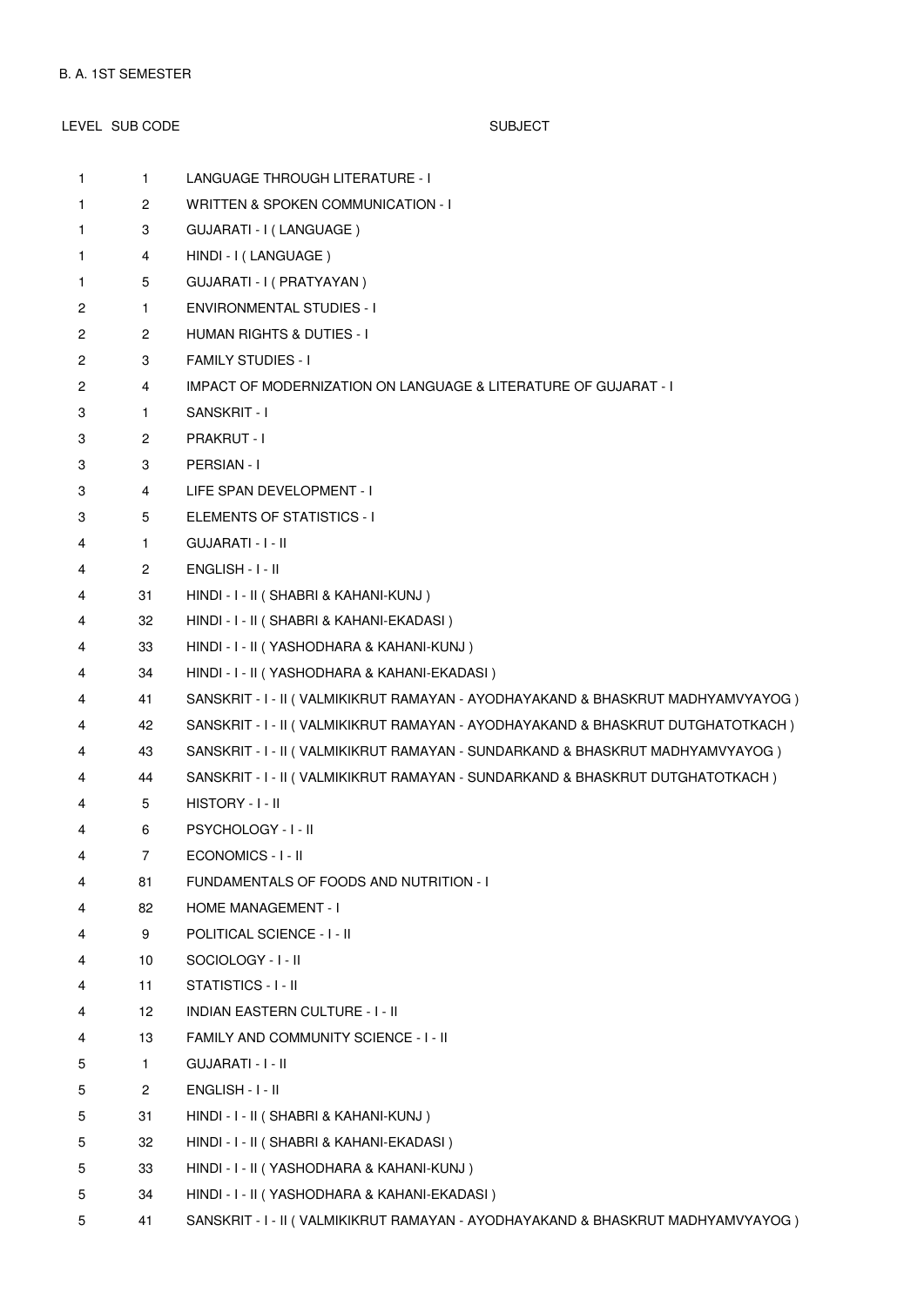B. A. 1ST SEMESTER

| LEVEL | SUB CODE | SUBJECT |
|---|---|---|
| 1 | 1 | LANGUAGE THROUGH LITERATURE - I |
| 1 | 2 | WRITTEN & SPOKEN COMMUNICATION - I |
| 1 | 3 | GUJARATI - I ( LANGUAGE ) |
| 1 | 4 | HINDI - I ( LANGUAGE ) |
| 1 | 5 | GUJARATI - I ( PRATYAYAN ) |
| 2 | 1 | ENVIRONMENTAL STUDIES - I |
| 2 | 2 | HUMAN RIGHTS & DUTIES - I |
| 2 | 3 | FAMILY STUDIES - I |
| 2 | 4 | IMPACT OF MODERNIZATION ON LANGUAGE & LITERATURE OF GUJARAT - I |
| 3 | 1 | SANSKRIT - I |
| 3 | 2 | PRAKRUT - I |
| 3 | 3 | PERSIAN - I |
| 3 | 4 | LIFE SPAN DEVELOPMENT - I |
| 3 | 5 | ELEMENTS OF STATISTICS - I |
| 4 | 1 | GUJARATI - I - II |
| 4 | 2 | ENGLISH - I - II |
| 4 | 31 | HINDI - I - II ( SHABRI & KAHANI-KUNJ ) |
| 4 | 32 | HINDI - I - II ( SHABRI & KAHANI-EKADASI ) |
| 4 | 33 | HINDI - I - II ( YASHODHARA & KAHANI-KUNJ ) |
| 4 | 34 | HINDI - I - II ( YASHODHARA & KAHANI-EKADASI ) |
| 4 | 41 | SANSKRIT - I - II ( VALMIKIKRUT RAMAYAN - AYODHAYAKAND & BHASKRUT MADHYAMVYAYOG ) |
| 4 | 42 | SANSKRIT - I - II ( VALMIKIKRUT RAMAYAN - AYODHAYAKAND & BHASKRUT DUTGHATOTKACH ) |
| 4 | 43 | SANSKRIT - I - II ( VALMIKIKRUT RAMAYAN - SUNDARKAND & BHASKRUT MADHYAMVYAYOG ) |
| 4 | 44 | SANSKRIT - I - II ( VALMIKIKRUT RAMAYAN - SUNDARKAND & BHASKRUT DUTGHATOTKACH ) |
| 4 | 5 | HISTORY - I - II |
| 4 | 6 | PSYCHOLOGY - I - II |
| 4 | 7 | ECONOMICS - I - II |
| 4 | 81 | FUNDAMENTALS OF FOODS AND NUTRITION - I |
| 4 | 82 | HOME MANAGEMENT - I |
| 4 | 9 | POLITICAL SCIENCE - I - II |
| 4 | 10 | SOCIOLOGY - I - II |
| 4 | 11 | STATISTICS - I - II |
| 4 | 12 | INDIAN EASTERN CULTURE - I - II |
| 4 | 13 | FAMILY AND COMMUNITY SCIENCE - I - II |
| 5 | 1 | GUJARATI - I - II |
| 5 | 2 | ENGLISH - I - II |
| 5 | 31 | HINDI - I - II ( SHABRI & KAHANI-KUNJ ) |
| 5 | 32 | HINDI - I - II ( SHABRI & KAHANI-EKADASI ) |
| 5 | 33 | HINDI - I - II ( YASHODHARA & KAHANI-KUNJ ) |
| 5 | 34 | HINDI - I - II ( YASHODHARA & KAHANI-EKADASI ) |
| 5 | 41 | SANSKRIT - I - II ( VALMIKIKRUT RAMAYAN - AYODHAYAKAND & BHASKRUT MADHYAMVYAYOG ) |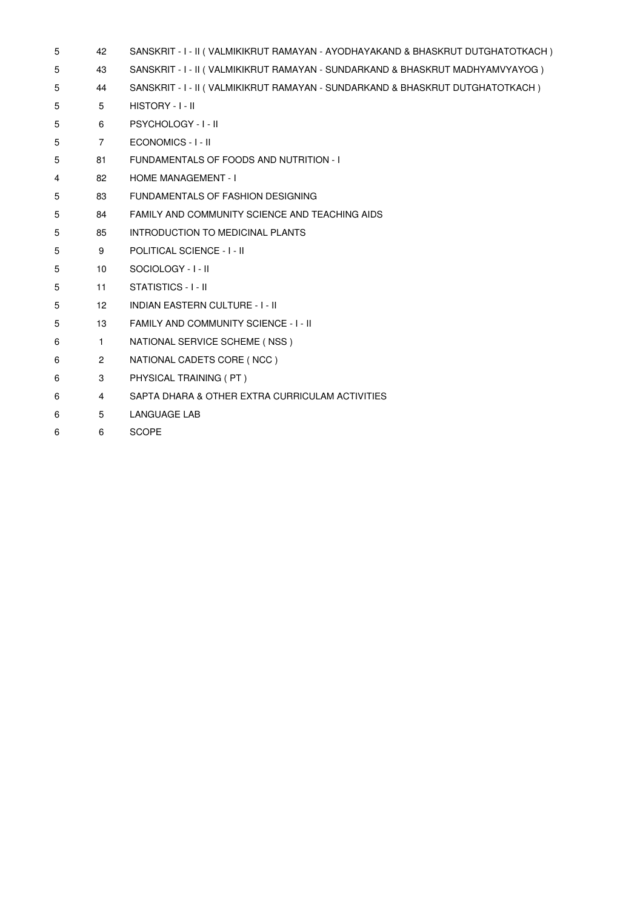| | | |
|---|---|---|
| 5 | 42 | SANSKRIT - I - II ( VALMIKIKRUT RAMAYAN - AYODHAYAKAND & BHASKRUT DUTGHATOTKACH ) |
| 5 | 43 | SANSKRIT - I - II ( VALMIKIKRUT RAMAYAN - SUNDARKAND & BHASKRUT MADHYAMVYAYOG ) |
| 5 | 44 | SANSKRIT - I - II ( VALMIKIKRUT RAMAYAN - SUNDARKAND & BHASKRUT DUTGHATOTKACH ) |
| 5 | 5 | HISTORY - I - II |
| 5 | 6 | PSYCHOLOGY - I - II |
| 5 | 7 | ECONOMICS - I - II |
| 5 | 81 | FUNDAMENTALS OF FOODS AND NUTRITION - I |
| 4 | 82 | HOME MANAGEMENT - I |
| 5 | 83 | FUNDAMENTALS OF FASHION DESIGNING |
| 5 | 84 | FAMILY AND COMMUNITY SCIENCE AND TEACHING AIDS |
| 5 | 85 | INTRODUCTION TO MEDICINAL PLANTS |
| 5 | 9 | POLITICAL SCIENCE - I - II |
| 5 | 10 | SOCIOLOGY - I - II |
| 5 | 11 | STATISTICS - I - II |
| 5 | 12 | INDIAN EASTERN CULTURE - I - II |
| 5 | 13 | FAMILY AND COMMUNITY SCIENCE - I - II |
| 6 | 1 | NATIONAL SERVICE SCHEME ( NSS ) |
| 6 | 2 | NATIONAL CADETS CORE ( NCC ) |
| 6 | 3 | PHYSICAL TRAINING ( PT ) |
| 6 | 4 | SAPTA DHARA & OTHER EXTRA CURRICULAM ACTIVITIES |
| 6 | 5 | LANGUAGE LAB |
| 6 | 6 | SCOPE |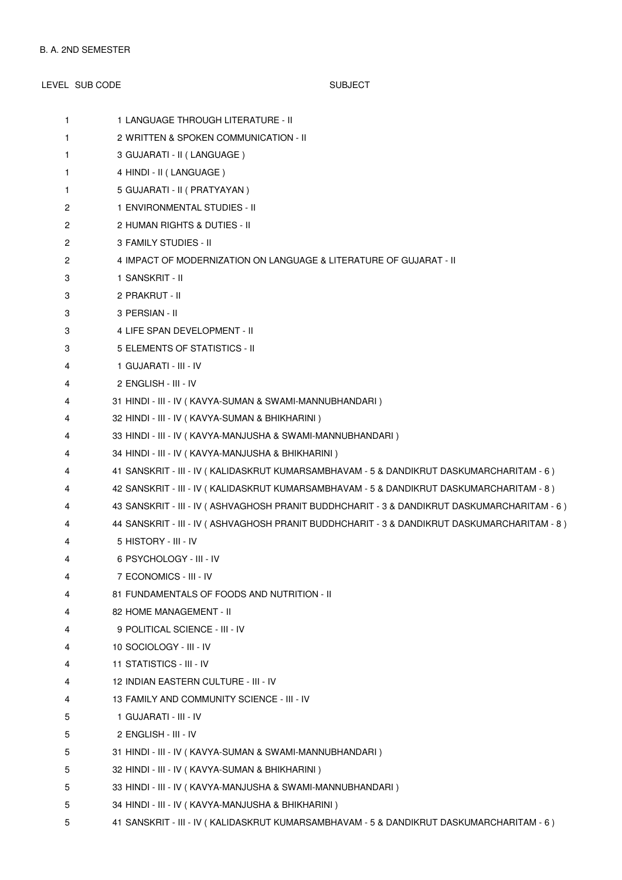B. A. 2ND SEMESTER

| LEVEL | SUB CODE | SUBJECT |
|---|---|---|
| 1 | 1 | LANGUAGE THROUGH LITERATURE - II |
| 1 | 2 | WRITTEN & SPOKEN COMMUNICATION - II |
| 1 | 3 | GUJARATI - II ( LANGUAGE ) |
| 1 | 4 | HINDI - II ( LANGUAGE ) |
| 1 | 5 | GUJARATI - II ( PRATYAYAN ) |
| 2 | 1 | ENVIRONMENTAL STUDIES - II |
| 2 | 2 | HUMAN RIGHTS & DUTIES - II |
| 2 | 3 | FAMILY STUDIES - II |
| 2 | 4 | IMPACT OF MODERNIZATION ON LANGUAGE & LITERATURE OF GUJARAT - II |
| 3 | 1 | SANSKRIT - II |
| 3 | 2 | PRAKRUT - II |
| 3 | 3 | PERSIAN - II |
| 3 | 4 | LIFE SPAN DEVELOPMENT - II |
| 3 | 5 | ELEMENTS OF STATISTICS - II |
| 4 | 1 | GUJARATI - III - IV |
| 4 | 2 | ENGLISH - III - IV |
| 4 | 31 | HINDI - III - IV ( KAVYA-SUMAN & SWAMI-MANNUBHANDARI ) |
| 4 | 32 | HINDI - III - IV ( KAVYA-SUMAN & BHIKHARINI ) |
| 4 | 33 | HINDI - III - IV ( KAVYA-MANJUSHA & SWAMI-MANNUBHANDARI ) |
| 4 | 34 | HINDI - III - IV ( KAVYA-MANJUSHA & BHIKHARINI ) |
| 4 | 41 | SANSKRIT - III - IV ( KALIDASKRUT KUMARSAMBHAVAM - 5 & DANDIKRUT DASKUMARCHARITAM - 6 ) |
| 4 | 42 | SANSKRIT - III - IV ( KALIDASKRUT KUMARSAMBHAVAM - 5 & DANDIKRUT DASKUMARCHARITAM - 8 ) |
| 4 | 43 | SANSKRIT - III - IV ( ASHVAGHOSH PRANIT BUDDHCHARIT - 3 & DANDIKRUT DASKUMARCHARITAM - 6 ) |
| 4 | 44 | SANSKRIT - III - IV ( ASHVAGHOSH PRANIT BUDDHCHARIT - 3 & DANDIKRUT DASKUMARCHARITAM - 8 ) |
| 4 | 5 | HISTORY - III - IV |
| 4 | 6 | PSYCHOLOGY - III - IV |
| 4 | 7 | ECONOMICS - III - IV |
| 4 | 81 | FUNDAMENTALS OF FOODS AND NUTRITION - II |
| 4 | 82 | HOME MANAGEMENT - II |
| 4 | 9 | POLITICAL SCIENCE - III - IV |
| 4 | 10 | SOCIOLOGY - III - IV |
| 4 | 11 | STATISTICS - III - IV |
| 4 | 12 | INDIAN EASTERN CULTURE - III - IV |
| 4 | 13 | FAMILY AND COMMUNITY SCIENCE - III - IV |
| 5 | 1 | GUJARATI - III - IV |
| 5 | 2 | ENGLISH - III - IV |
| 5 | 31 | HINDI - III - IV ( KAVYA-SUMAN & SWAMI-MANNUBHANDARI ) |
| 5 | 32 | HINDI - III - IV ( KAVYA-SUMAN & BHIKHARINI ) |
| 5 | 33 | HINDI - III - IV ( KAVYA-MANJUSHA & SWAMI-MANNUBHANDARI ) |
| 5 | 34 | HINDI - III - IV ( KAVYA-MANJUSHA & BHIKHARINI ) |
| 5 | 41 | SANSKRIT - III - IV ( KALIDASKRUT KUMARSAMBHAVAM - 5 & DANDIKRUT DASKUMARCHARITAM - 6 ) |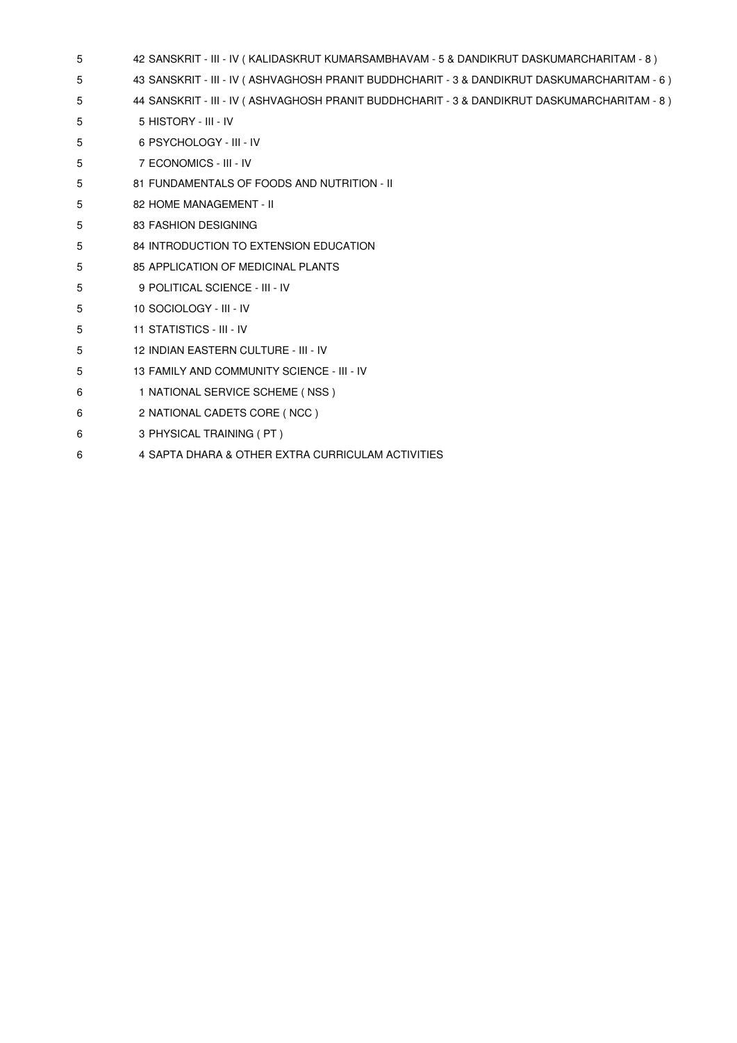| | |
|---|---|
| 5 | 42 SANSKRIT - III - IV ( KALIDASKRUT KUMARSAMBHAVAM - 5 & DANDIKRUT DASKUMARCHARITAM - 8 ) |
| 5 | 43 SANSKRIT - III - IV ( ASHVAGHOSH PRANIT BUDDHCHARIT - 3 & DANDIKRUT DASKUMARCHARITAM - 6 ) |
| 5 | 44 SANSKRIT - III - IV ( ASHVAGHOSH PRANIT BUDDHCHARIT - 3 & DANDIKRUT DASKUMARCHARITAM - 8 ) |
| 5 | 5 HISTORY - III - IV |
| 5 | 6 PSYCHOLOGY - III - IV |
| 5 | 7 ECONOMICS - III - IV |
| 5 | 81 FUNDAMENTALS OF FOODS AND NUTRITION - II |
| 5 | 82 HOME MANAGEMENT - II |
| 5 | 83 FASHION DESIGNING |
| 5 | 84 INTRODUCTION TO EXTENSION EDUCATION |
| 5 | 85 APPLICATION OF MEDICINAL PLANTS |
| 5 | 9 POLITICAL SCIENCE - III - IV |
| 5 | 10 SOCIOLOGY - III - IV |
| 5 | 11 STATISTICS - III - IV |
| 5 | 12 INDIAN EASTERN CULTURE - III - IV |
| 5 | 13 FAMILY AND COMMUNITY SCIENCE - III - IV |
| 6 | 1 NATIONAL SERVICE SCHEME ( NSS ) |
| 6 | 2 NATIONAL CADETS CORE ( NCC ) |
| 6 | 3 PHYSICAL TRAINING ( PT ) |
| 6 | 4 SAPTA DHARA & OTHER EXTRA CURRICULAM ACTIVITIES |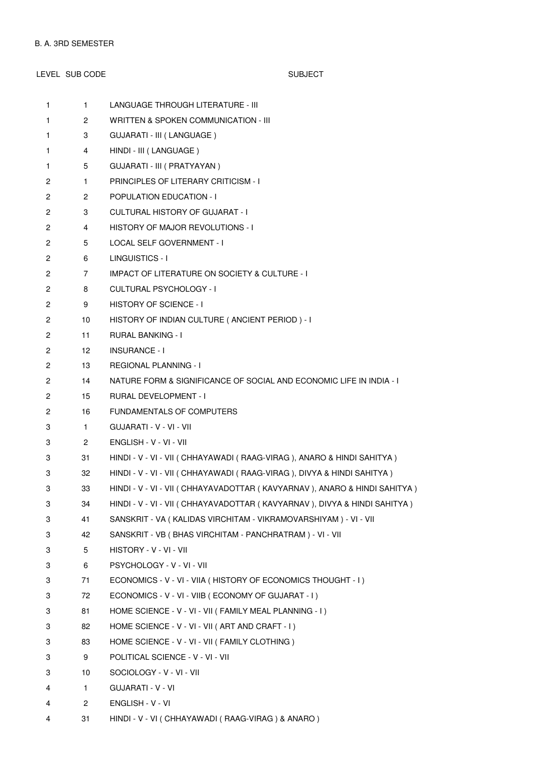B. A. 3RD SEMESTER

| LEVEL | SUB CODE | SUBJECT |
|---|---|---|
| 1 | 1 | LANGUAGE THROUGH LITERATURE - III |
| 1 | 2 | WRITTEN & SPOKEN COMMUNICATION - III |
| 1 | 3 | GUJARATI - III ( LANGUAGE ) |
| 1 | 4 | HINDI - III ( LANGUAGE ) |
| 1 | 5 | GUJARATI - III ( PRATYAYAN ) |
| 2 | 1 | PRINCIPLES OF LITERARY CRITICISM - I |
| 2 | 2 | POPULATION EDUCATION - I |
| 2 | 3 | CULTURAL HISTORY OF GUJARAT - I |
| 2 | 4 | HISTORY OF MAJOR REVOLUTIONS - I |
| 2 | 5 | LOCAL SELF GOVERNMENT - I |
| 2 | 6 | LINGUISTICS - I |
| 2 | 7 | IMPACT OF LITERATURE ON SOCIETY & CULTURE - I |
| 2 | 8 | CULTURAL PSYCHOLOGY - I |
| 2 | 9 | HISTORY OF SCIENCE - I |
| 2 | 10 | HISTORY OF INDIAN CULTURE ( ANCIENT PERIOD ) - I |
| 2 | 11 | RURAL BANKING - I |
| 2 | 12 | INSURANCE - I |
| 2 | 13 | REGIONAL PLANNING - I |
| 2 | 14 | NATURE FORM & SIGNIFICANCE OF SOCIAL AND ECONOMIC LIFE IN INDIA - I |
| 2 | 15 | RURAL DEVELOPMENT - I |
| 2 | 16 | FUNDAMENTALS OF COMPUTERS |
| 3 | 1 | GUJARATI - V - VI - VII |
| 3 | 2 | ENGLISH - V - VI - VII |
| 3 | 31 | HINDI - V - VI - VII ( CHHAYAWADI ( RAAG-VIRAG ), ANARO & HINDI SAHITYA ) |
| 3 | 32 | HINDI - V - VI - VII ( CHHAYAWADI ( RAAG-VIRAG ), DIVYA & HINDI SAHITYA ) |
| 3 | 33 | HINDI - V - VI - VII ( CHHAYAVADOTTAR ( KAVYARNAV ), ANARO & HINDI SAHITYA ) |
| 3 | 34 | HINDI - V - VI - VII ( CHHAYAVADOTTAR ( KAVYARNAV ), DIVYA & HINDI SAHITYA ) |
| 3 | 41 | SANSKRIT - VA ( KALIDAS VIRCHITAM - VIKRAMOVARSHIYAM ) - VI - VII |
| 3 | 42 | SANSKRIT - VB ( BHAS VIRCHITAM - PANCHRATRAM ) - VI - VII |
| 3 | 5 | HISTORY - V - VI - VII |
| 3 | 6 | PSYCHOLOGY - V - VI - VII |
| 3 | 71 | ECONOMICS - V - VI - VIIA ( HISTORY OF ECONOMICS THOUGHT - I ) |
| 3 | 72 | ECONOMICS - V - VI - VIIB ( ECONOMY OF GUJARAT - I ) |
| 3 | 81 | HOME SCIENCE - V - VI - VII ( FAMILY MEAL PLANNING - I ) |
| 3 | 82 | HOME SCIENCE - V - VI - VII ( ART AND CRAFT - I ) |
| 3 | 83 | HOME SCIENCE - V - VI - VII ( FAMILY CLOTHING ) |
| 3 | 9 | POLITICAL SCIENCE - V - VI - VII |
| 3 | 10 | SOCIOLOGY - V - VI - VII |
| 4 | 1 | GUJARATI - V - VI |
| 4 | 2 | ENGLISH - V - VI |
| 4 | 31 | HINDI - V - VI ( CHHAYAWADI ( RAAG-VIRAG ) & ANARO ) |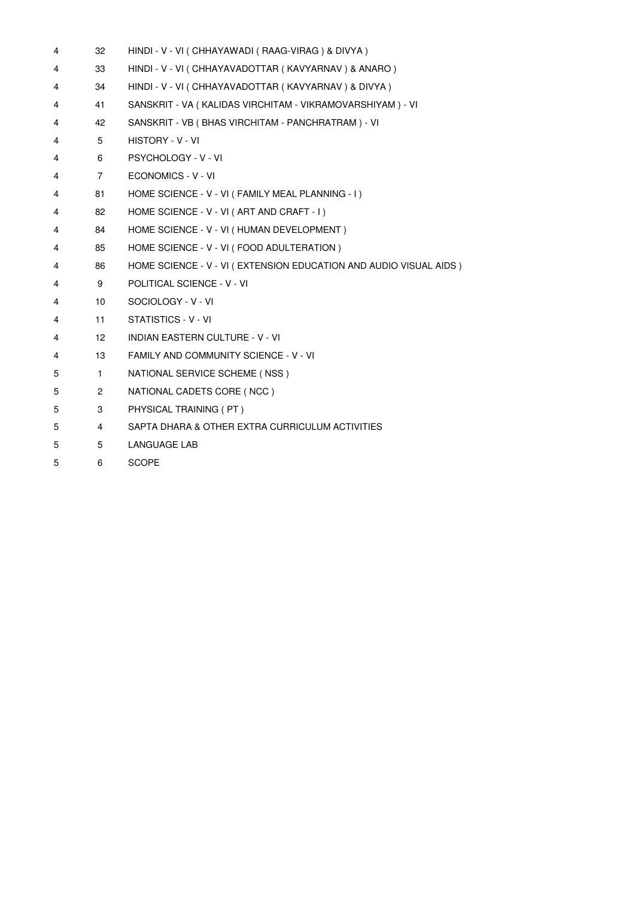| | | |
|---|---|---|
| 4 | 32 | HINDI - V - VI ( CHHAYAWADI ( RAAG-VIRAG ) & DIVYA ) |
| 4 | 33 | HINDI - V - VI ( CHHAYAVADOTTAR ( KAVYARNAV ) & ANARO ) |
| 4 | 34 | HINDI - V - VI ( CHHAYAVADOTTAR ( KAVYARNAV ) & DIVYA ) |
| 4 | 41 | SANSKRIT - VA ( KALIDAS VIRCHITAM - VIKRAMOVARSHIYAM ) - VI |
| 4 | 42 | SANSKRIT - VB ( BHAS VIRCHITAM - PANCHRATRAM ) - VI |
| 4 | 5 | HISTORY - V - VI |
| 4 | 6 | PSYCHOLOGY - V - VI |
| 4 | 7 | ECONOMICS - V - VI |
| 4 | 81 | HOME SCIENCE - V - VI ( FAMILY MEAL PLANNING - I ) |
| 4 | 82 | HOME SCIENCE - V - VI ( ART AND CRAFT - I ) |
| 4 | 84 | HOME SCIENCE - V - VI ( HUMAN DEVELOPMENT ) |
| 4 | 85 | HOME SCIENCE - V - VI ( FOOD ADULTERATION ) |
| 4 | 86 | HOME SCIENCE - V - VI ( EXTENSION EDUCATION AND AUDIO VISUAL AIDS ) |
| 4 | 9 | POLITICAL SCIENCE - V - VI |
| 4 | 10 | SOCIOLOGY - V - VI |
| 4 | 11 | STATISTICS - V - VI |
| 4 | 12 | INDIAN EASTERN CULTURE - V - VI |
| 4 | 13 | FAMILY AND COMMUNITY SCIENCE - V - VI |
| 5 | 1 | NATIONAL SERVICE SCHEME ( NSS ) |
| 5 | 2 | NATIONAL CADETS CORE ( NCC ) |
| 5 | 3 | PHYSICAL TRAINING ( PT ) |
| 5 | 4 | SAPTA DHARA & OTHER EXTRA CURRICULUM ACTIVITIES |
| 5 | 5 | LANGUAGE LAB |
| 5 | 6 | SCOPE |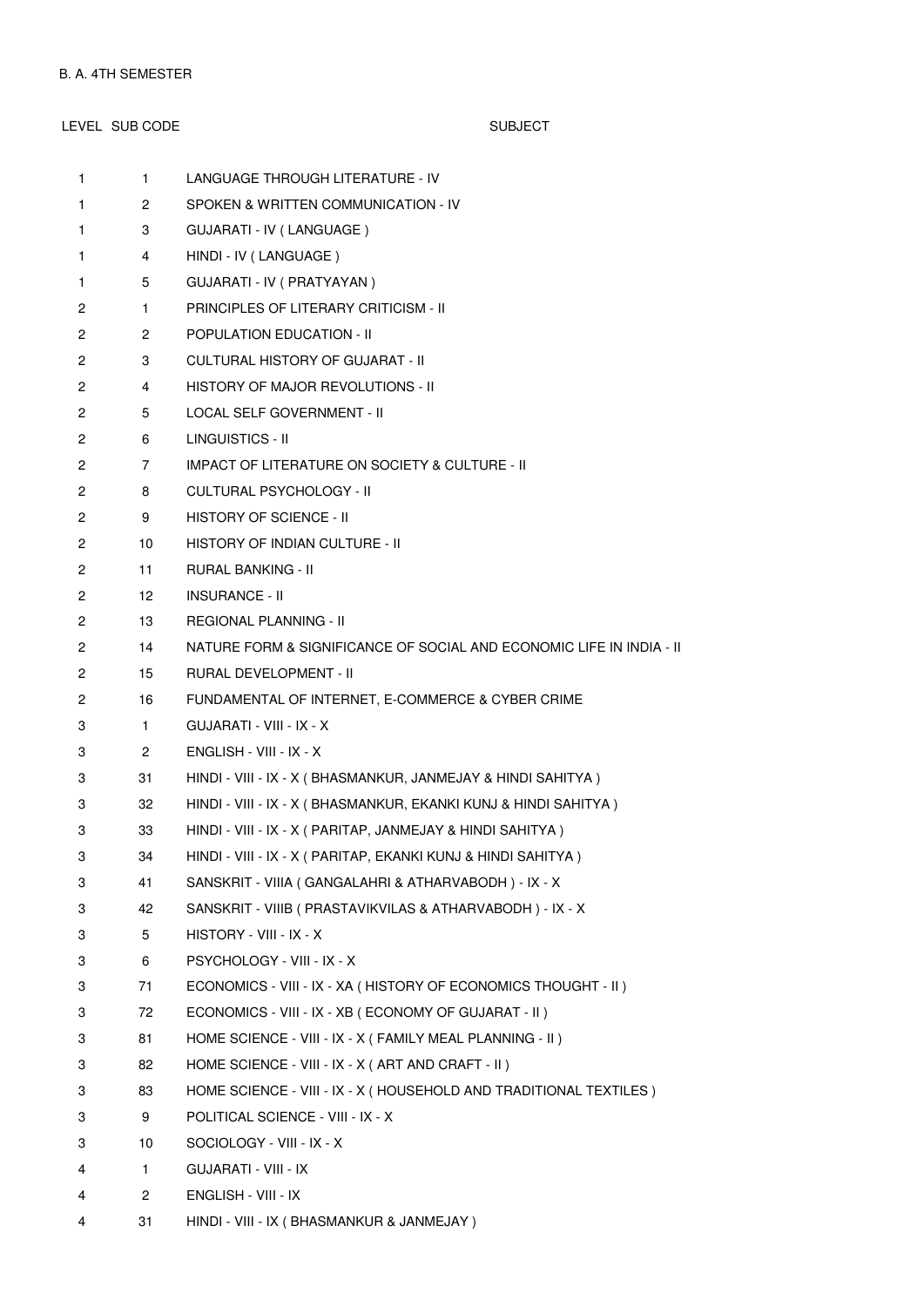B. A. 4TH SEMESTER

| LEVEL | SUB CODE | SUBJECT |
|---|---|---|
| 1 | 1 | LANGUAGE THROUGH LITERATURE - IV |
| 1 | 2 | SPOKEN & WRITTEN COMMUNICATION - IV |
| 1 | 3 | GUJARATI - IV ( LANGUAGE ) |
| 1 | 4 | HINDI - IV ( LANGUAGE ) |
| 1 | 5 | GUJARATI - IV ( PRATYAYAN ) |
| 2 | 1 | PRINCIPLES OF LITERARY CRITICISM - II |
| 2 | 2 | POPULATION EDUCATION - II |
| 2 | 3 | CULTURAL HISTORY OF GUJARAT - II |
| 2 | 4 | HISTORY OF MAJOR REVOLUTIONS - II |
| 2 | 5 | LOCAL SELF GOVERNMENT - II |
| 2 | 6 | LINGUISTICS - II |
| 2 | 7 | IMPACT OF LITERATURE ON SOCIETY & CULTURE - II |
| 2 | 8 | CULTURAL PSYCHOLOGY - II |
| 2 | 9 | HISTORY OF SCIENCE - II |
| 2 | 10 | HISTORY OF INDIAN CULTURE - II |
| 2 | 11 | RURAL BANKING - II |
| 2 | 12 | INSURANCE - II |
| 2 | 13 | REGIONAL PLANNING - II |
| 2 | 14 | NATURE FORM & SIGNIFICANCE OF SOCIAL AND ECONOMIC LIFE IN INDIA - II |
| 2 | 15 | RURAL DEVELOPMENT - II |
| 2 | 16 | FUNDAMENTAL OF INTERNET, E-COMMERCE & CYBER CRIME |
| 3 | 1 | GUJARATI - VIII - IX - X |
| 3 | 2 | ENGLISH - VIII - IX - X |
| 3 | 31 | HINDI - VIII - IX - X ( BHASMANKUR, JANMEJAY & HINDI SAHITYA ) |
| 3 | 32 | HINDI - VIII - IX - X ( BHASMANKUR, EKANKI KUNJ & HINDI SAHITYA ) |
| 3 | 33 | HINDI - VIII - IX - X ( PARITAP, JANMEJAY & HINDI SAHITYA ) |
| 3 | 34 | HINDI - VIII - IX - X ( PARITAP, EKANKI KUNJ & HINDI SAHITYA ) |
| 3 | 41 | SANSKRIT - VIIIA ( GANGALAHRI & ATHARVABODH ) - IX - X |
| 3 | 42 | SANSKRIT - VIIIB ( PRASTAVIKVILAS & ATHARVABODH ) - IX - X |
| 3 | 5 | HISTORY - VIII - IX - X |
| 3 | 6 | PSYCHOLOGY - VIII - IX - X |
| 3 | 71 | ECONOMICS - VIII - IX - XA ( HISTORY OF ECONOMICS THOUGHT - II ) |
| 3 | 72 | ECONOMICS - VIII - IX - XB ( ECONOMY OF GUJARAT - II ) |
| 3 | 81 | HOME SCIENCE - VIII - IX - X ( FAMILY MEAL PLANNING - II ) |
| 3 | 82 | HOME SCIENCE - VIII - IX - X ( ART AND CRAFT - II ) |
| 3 | 83 | HOME SCIENCE - VIII - IX - X ( HOUSEHOLD AND TRADITIONAL TEXTILES ) |
| 3 | 9 | POLITICAL SCIENCE - VIII - IX - X |
| 3 | 10 | SOCIOLOGY - VIII - IX - X |
| 4 | 1 | GUJARATI - VIII - IX |
| 4 | 2 | ENGLISH - VIII - IX |
| 4 | 31 | HINDI - VIII - IX ( BHASMANKUR & JANMEJAY ) |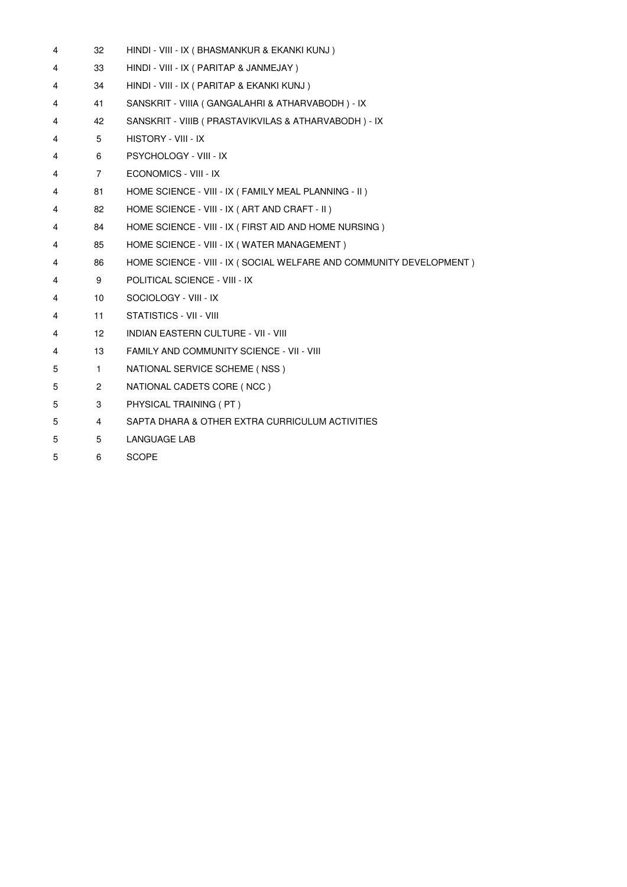| | | |
|---|---|---|
| 4 | 32 | HINDI - VIII - IX ( BHASMANKUR & EKANKI KUNJ ) |
| 4 | 33 | HINDI - VIII - IX ( PARITAP & JANMEJAY ) |
| 4 | 34 | HINDI - VIII - IX ( PARITAP & EKANKI KUNJ ) |
| 4 | 41 | SANSKRIT - VIIIA ( GANGALAHRI & ATHARVABODH ) - IX |
| 4 | 42 | SANSKRIT - VIIIB ( PRASTAVIKVILAS & ATHARVABODH ) - IX |
| 4 | 5 | HISTORY - VIII - IX |
| 4 | 6 | PSYCHOLOGY - VIII - IX |
| 4 | 7 | ECONOMICS - VIII - IX |
| 4 | 81 | HOME SCIENCE - VIII - IX ( FAMILY MEAL PLANNING - II ) |
| 4 | 82 | HOME SCIENCE - VIII - IX ( ART AND CRAFT - II ) |
| 4 | 84 | HOME SCIENCE - VIII - IX ( FIRST AID AND HOME NURSING ) |
| 4 | 85 | HOME SCIENCE - VIII - IX ( WATER MANAGEMENT ) |
| 4 | 86 | HOME SCIENCE - VIII - IX ( SOCIAL WELFARE AND COMMUNITY DEVELOPMENT ) |
| 4 | 9 | POLITICAL SCIENCE - VIII - IX |
| 4 | 10 | SOCIOLOGY - VIII - IX |
| 4 | 11 | STATISTICS - VII - VIII |
| 4 | 12 | INDIAN EASTERN CULTURE - VII - VIII |
| 4 | 13 | FAMILY AND COMMUNITY SCIENCE - VII - VIII |
| 5 | 1 | NATIONAL SERVICE SCHEME ( NSS ) |
| 5 | 2 | NATIONAL CADETS CORE ( NCC ) |
| 5 | 3 | PHYSICAL TRAINING ( PT ) |
| 5 | 4 | SAPTA DHARA & OTHER EXTRA CURRICULUM ACTIVITIES |
| 5 | 5 | LANGUAGE LAB |
| 5 | 6 | SCOPE |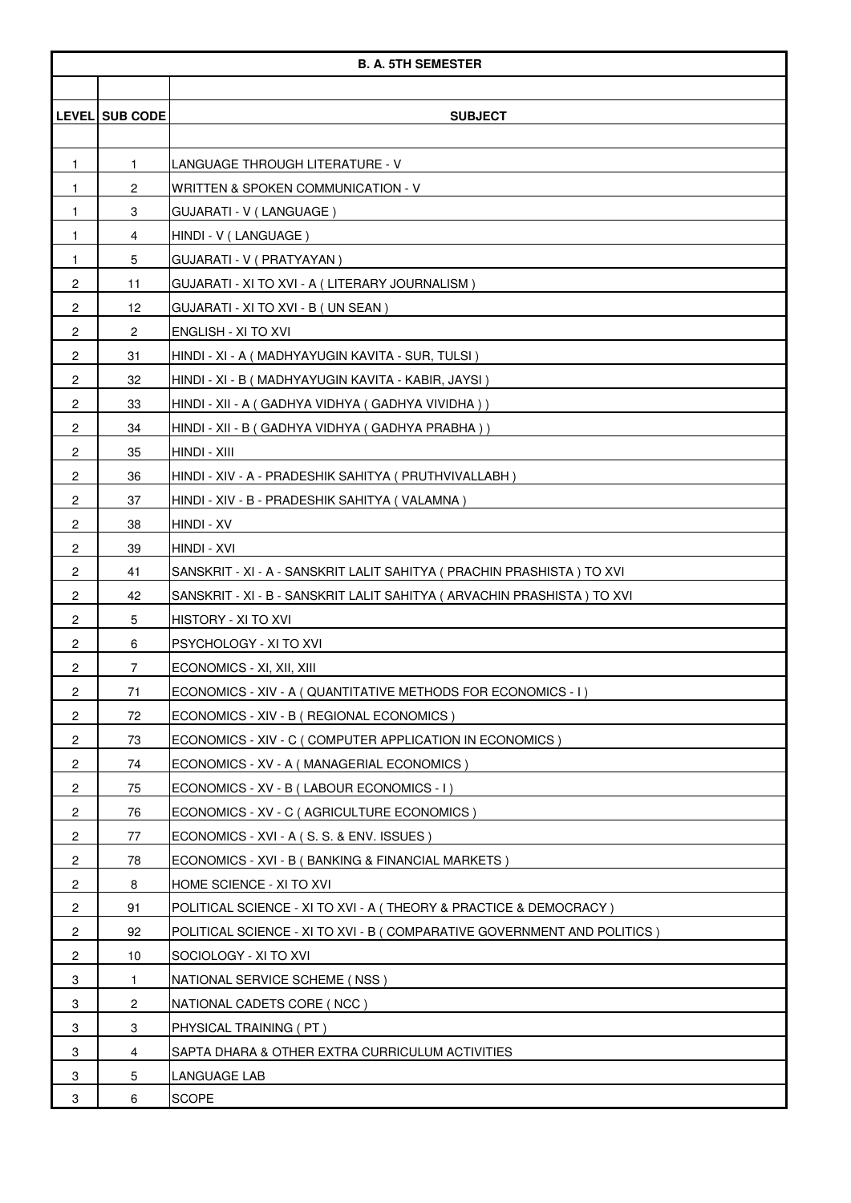## B. A. 5TH SEMESTER

| LEVEL | SUB CODE | SUBJECT |
|---|---|---|
| 1 | 1 | LANGUAGE THROUGH LITERATURE - V |
| 1 | 2 | WRITTEN & SPOKEN COMMUNICATION - V |
| 1 | 3 | GUJARATI - V ( LANGUAGE ) |
| 1 | 4 | HINDI - V ( LANGUAGE ) |
| 1 | 5 | GUJARATI - V ( PRATYAYAN ) |
| 2 | 11 | GUJARATI - XI TO XVI - A ( LITERARY JOURNALISM ) |
| 2 | 12 | GUJARATI - XI TO XVI - B ( UN SEAN ) |
| 2 | 2 | ENGLISH - XI TO XVI |
| 2 | 31 | HINDI - XI - A ( MADHYAYUGIN KAVITA - SUR, TULSI ) |
| 2 | 32 | HINDI - XI - B ( MADHYAYUGIN KAVITA - KABIR, JAYSI ) |
| 2 | 33 | HINDI - XII - A ( GADHYA VIDHYA ( GADHYA VIVIDHA ) ) |
| 2 | 34 | HINDI - XII - B ( GADHYA VIDHYA ( GADHYA PRABHA ) ) |
| 2 | 35 | HINDI - XIII |
| 2 | 36 | HINDI - XIV - A - PRADESHIK SAHITYA ( PRUTHVIVALLABH ) |
| 2 | 37 | HINDI - XIV - B - PRADESHIK SAHITYA ( VALAMNA ) |
| 2 | 38 | HINDI - XV |
| 2 | 39 | HINDI - XVI |
| 2 | 41 | SANSKRIT - XI - A - SANSKRIT LALIT SAHITYA ( PRACHIN PRASHISTA ) TO XVI |
| 2 | 42 | SANSKRIT - XI - B - SANSKRIT LALIT SAHITYA ( ARVACHIN PRASHISTA ) TO XVI |
| 2 | 5 | HISTORY - XI TO XVI |
| 2 | 6 | PSYCHOLOGY - XI TO XVI |
| 2 | 7 | ECONOMICS - XI, XII, XIII |
| 2 | 71 | ECONOMICS - XIV - A ( QUANTITATIVE METHODS FOR ECONOMICS - I ) |
| 2 | 72 | ECONOMICS - XIV - B ( REGIONAL ECONOMICS ) |
| 2 | 73 | ECONOMICS - XIV - C ( COMPUTER APPLICATION IN ECONOMICS ) |
| 2 | 74 | ECONOMICS - XV - A ( MANAGERIAL ECONOMICS ) |
| 2 | 75 | ECONOMICS - XV - B ( LABOUR ECONOMICS - I ) |
| 2 | 76 | ECONOMICS - XV - C ( AGRICULTURE ECONOMICS ) |
| 2 | 77 | ECONOMICS - XVI - A ( S. S. & ENV. ISSUES ) |
| 2 | 78 | ECONOMICS - XVI - B ( BANKING & FINANCIAL MARKETS ) |
| 2 | 8 | HOME SCIENCE - XI TO XVI |
| 2 | 91 | POLITICAL SCIENCE - XI TO XVI - A ( THEORY & PRACTICE & DEMOCRACY ) |
| 2 | 92 | POLITICAL SCIENCE - XI TO XVI - B ( COMPARATIVE GOVERNMENT AND POLITICS ) |
| 2 | 10 | SOCIOLOGY - XI TO XVI |
| 3 | 1 | NATIONAL SERVICE SCHEME ( NSS ) |
| 3 | 2 | NATIONAL CADETS CORE ( NCC ) |
| 3 | 3 | PHYSICAL TRAINING ( PT ) |
| 3 | 4 | SAPTA DHARA & OTHER EXTRA CURRICULUM ACTIVITIES |
| 3 | 5 | LANGUAGE LAB |
| 3 | 6 | SCOPE |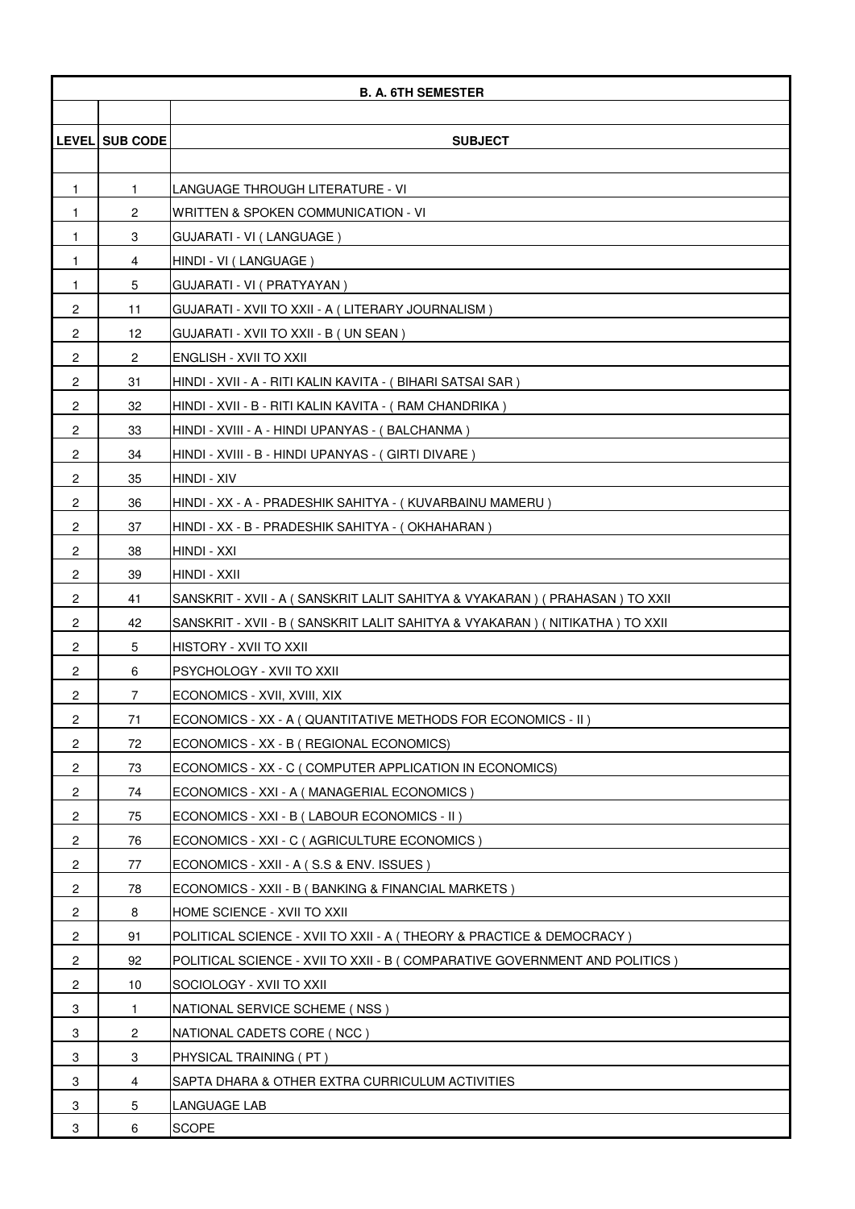| B. A. 6TH SEMESTER | | |
|---|---|---|
| | | |
| LEVEL | SUB CODE | SUBJECT |
| | | |
| 1 | 1 | LANGUAGE THROUGH LITERATURE - VI |
| 1 | 2 | WRITTEN & SPOKEN COMMUNICATION - VI |
| 1 | 3 | GUJARATI - VI ( LANGUAGE ) |
| 1 | 4 | HINDI - VI ( LANGUAGE ) |
| 1 | 5 | GUJARATI - VI ( PRATYAYAN ) |
| 2 | 11 | GUJARATI - XVII TO XXII - A ( LITERARY JOURNALISM ) |
| 2 | 12 | GUJARATI - XVII TO XXII - B ( UN SEAN ) |
| 2 | 2 | ENGLISH - XVII TO XXII |
| 2 | 31 | HINDI - XVII - A - RITI KALIN KAVITA - ( BIHARI SATSAI SAR ) |
| 2 | 32 | HINDI - XVII - B - RITI KALIN KAVITA - ( RAM CHANDRIKA ) |
| 2 | 33 | HINDI - XVIII - A - HINDI UPANYAS - ( BALCHANMA ) |
| 2 | 34 | HINDI - XVIII - B - HINDI UPANYAS - ( GIRTI DIVARE ) |
| 2 | 35 | HINDI - XIV |
| 2 | 36 | HINDI - XX - A - PRADESHIK SAHITYA - ( KUVARBAINU MAMERU ) |
| 2 | 37 | HINDI - XX - B - PRADESHIK SAHITYA - ( OKHAHARAN ) |
| 2 | 38 | HINDI - XXI |
| 2 | 39 | HINDI - XXII |
| 2 | 41 | SANSKRIT - XVII - A ( SANSKRIT LALIT SAHITYA & VYAKARAN ) ( PRAHASAN ) TO XXII |
| 2 | 42 | SANSKRIT - XVII - B ( SANSKRIT LALIT SAHITYA & VYAKARAN ) ( NITIKATHA ) TO XXII |
| 2 | 5 | HISTORY - XVII TO XXII |
| 2 | 6 | PSYCHOLOGY - XVII TO XXII |
| 2 | 7 | ECONOMICS - XVII, XVIII, XIX |
| 2 | 71 | ECONOMICS - XX - A ( QUANTITATIVE METHODS FOR ECONOMICS - II ) |
| 2 | 72 | ECONOMICS - XX - B ( REGIONAL ECONOMICS) |
| 2 | 73 | ECONOMICS - XX - C ( COMPUTER APPLICATION IN ECONOMICS) |
| 2 | 74 | ECONOMICS - XXI - A ( MANAGERIAL ECONOMICS ) |
| 2 | 75 | ECONOMICS - XXI - B ( LABOUR ECONOMICS - II ) |
| 2 | 76 | ECONOMICS - XXI - C ( AGRICULTURE ECONOMICS ) |
| 2 | 77 | ECONOMICS - XXII - A ( S.S & ENV. ISSUES ) |
| 2 | 78 | ECONOMICS - XXII - B ( BANKING & FINANCIAL MARKETS ) |
| 2 | 8 | HOME SCIENCE - XVII TO XXII |
| 2 | 91 | POLITICAL SCIENCE - XVII TO XXII - A ( THEORY & PRACTICE & DEMOCRACY ) |
| 2 | 92 | POLITICAL SCIENCE - XVII TO XXII - B ( COMPARATIVE GOVERNMENT AND POLITICS ) |
| 2 | 10 | SOCIOLOGY - XVII TO XXII |
| 3 | 1 | NATIONAL SERVICE SCHEME ( NSS ) |
| 3 | 2 | NATIONAL CADETS CORE ( NCC ) |
| 3 | 3 | PHYSICAL TRAINING ( PT ) |
| 3 | 4 | SAPTA DHARA & OTHER EXTRA CURRICULUM ACTIVITIES |
| 3 | 5 | LANGUAGE LAB |
| 3 | 6 | SCOPE |